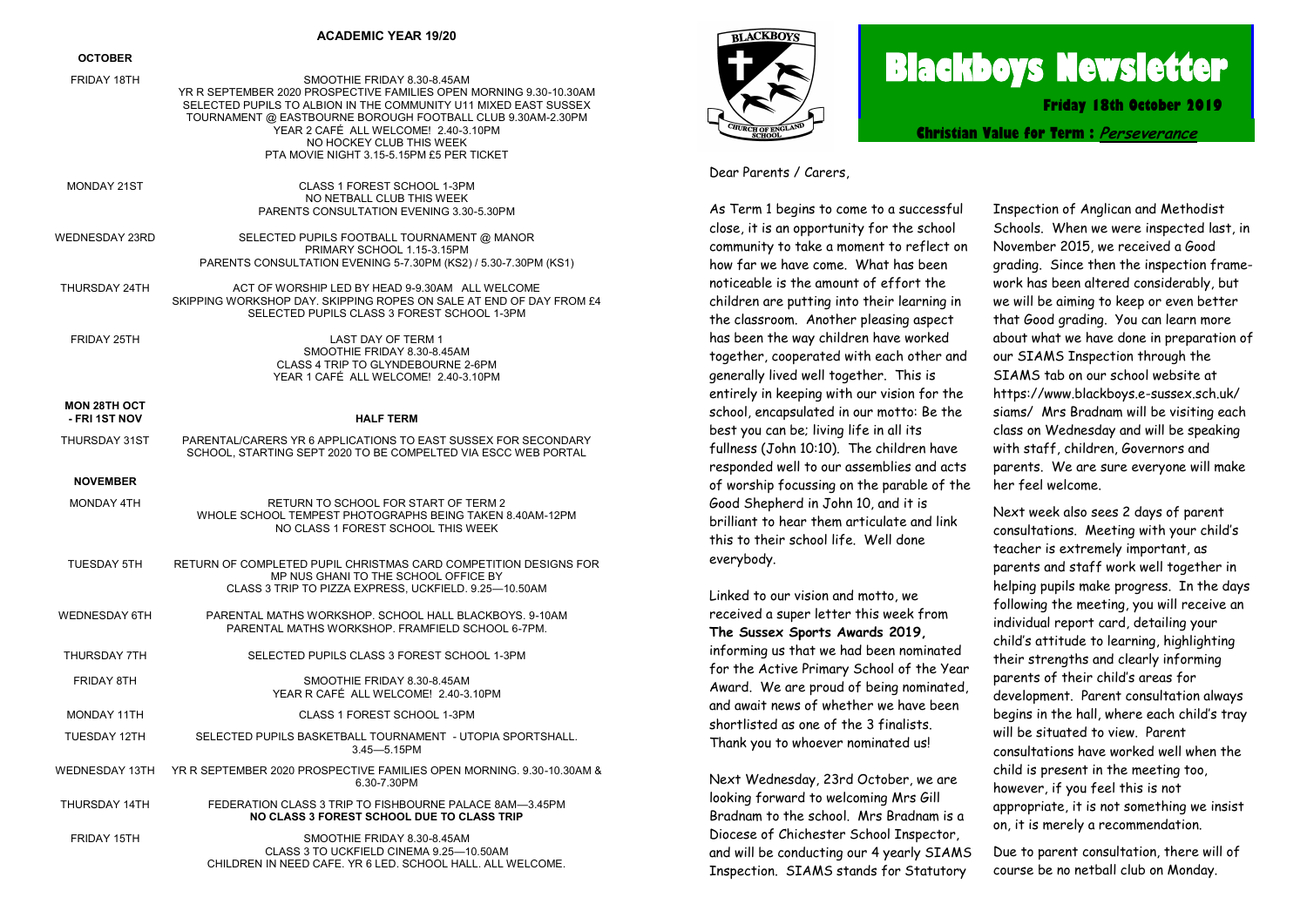# Blackboys Newsletter

**Friday 18th October 2019**

**Christian Value for Term : *Perseverance***

Dear Parents / Carers,

As Term 1 begins to come to a successful close, it is an opportunity for the school community to take a moment to reflect on how far we have come. What has been noticeable is the amount of effort the children are putting into their learning in the classroom. Another pleasing aspect has been the way children have worked together, cooperated with each other and generally lived well together. This is entirely in keeping with our vision for the school, encapsulated in our motto: Be the best you can be; living life in all its fullness (John 10:10). The children have responded well to our assemblies and acts of worship focussing on the parable of the Good Shepherd in John 10, and it is brilliant to hear them articulate and link this to their school life. Well done everybody.

Linked to our vision and motto, we received a super letter this week from **The Sussex Sports Awards 2019,** informing us that we had been nominated for the Active Primary School of the Year Award. We are proud of being nominated, and await news of whether we have been shortlisted as one of the 3 finalists. Thank you to whoever nominated us!

Next Wednesday, 23rd October, we are looking forward to welcoming Mrs Gill Bradnam to the school. Mrs Bradnam is a Diocese of Chichester School Inspector, and will be conducting our 4 yearly SIAMS Inspection. SIAMS stands for Statutory Inspection of Anglican and Methodist Schools. When we were inspected last, in November 2015, we received a Good grading. Since then the inspection framework has been altered considerably, but we will be aiming to keep or even better that Good grading. You can learn more about what we have done in preparation of our SIAMS Inspection through the SIAMS tab on our school website at https://www.blackboys.e-sussex.sch.uk/siams/ Mrs Bradnam will be visiting each class on Wednesday and will be speaking with staff, children, Governors and parents. We are sure everyone will make her feel welcome.

Next week also sees 2 days of parent consultations. Meeting with your child's teacher is extremely important, as parents and staff work well together in helping pupils make progress. In the days following the meeting, you will receive an individual report card, detailing your child's attitude to learning, highlighting their strengths and clearly informing parents of their child's areas for development. Parent consultation always begins in the hall, where each child's tray will be situated to view. Parent consultations have worked well when the child is present in the meeting too, however, if you feel this is not appropriate, it is not something we insist on, it is merely a recommendation.

Due to parent consultation, there will of course be no netball club on Monday.

## ACADEMIC YEAR 19/20

### OCTOBER

| Date | Event |
|---|---|
| FRIDAY 18TH | SMOOTHIE FRIDAY 8.30-8.45AM<br>YR R SEPTEMBER 2020 PROSPECTIVE FAMILIES OPEN MORNING 9.30-10.30AM<br>SELECTED PUPILS TO ALBION IN THE COMMUNITY U11 MIXED EAST SUSSEX TOURNAMENT @ EASTBOURNE BOROUGH FOOTBALL CLUB 9.30AM-2.30PM<br>YEAR 2 CAFÉ ALL WELCOME! 2.40-3.10PM<br>NO HOCKEY CLUB THIS WEEK<br>PTA MOVIE NIGHT 3.15-5.15PM £5 PER TICKET |
| MONDAY 21ST | CLASS 1 FOREST SCHOOL 1-3PM<br>NO NETBALL CLUB THIS WEEK<br>PARENTS CONSULTATION EVENING 3.30-5.30PM |
| WEDNESDAY 23RD | SELECTED PUPILS FOOTBALL TOURNAMENT @ MANOR PRIMARY SCHOOL 1.15-3.15PM<br>PARENTS CONSULTATION EVENING 5-7.30PM (KS2) / 5.30-7.30PM (KS1) |
| THURSDAY 24TH | ACT OF WORSHIP LED BY HEAD 9-9.30AM ALL WELCOME<br>SKIPPING WORKSHOP DAY. SKIPPING ROPES ON SALE AT END OF DAY FROM £4<br>SELECTED PUPILS CLASS 3 FOREST SCHOOL 1-3PM |
| FRIDAY 25TH | LAST DAY OF TERM 1<br>SMOOTHIE FRIDAY 8.30-8.45AM<br>CLASS 4 TRIP TO GLYNDEBOURNE 2-6PM<br>YEAR 1 CAFÉ ALL WELCOME! 2.40-3.10PM |
| **MON 28TH OCT - FRI 1ST NOV** | **HALF TERM** |
| THURSDAY 31ST | PARENTAL/CARERS YR 6 APPLICATIONS TO EAST SUSSEX FOR SECONDARY SCHOOL, STARTING SEPT 2020 TO BE COMPELTED VIA ESCC WEB PORTAL |

### NOVEMBER

| Date | Event |
|---|---|
| MONDAY 4TH | RETURN TO SCHOOL FOR START OF TERM 2<br>WHOLE SCHOOL TEMPEST PHOTOGRAPHS BEING TAKEN 8.40AM-12PM<br>NO CLASS 1 FOREST SCHOOL THIS WEEK |
| TUESDAY 5TH | RETURN OF COMPLETED PUPIL CHRISTMAS CARD COMPETITION DESIGNS FOR MP NUS GHANI TO THE SCHOOL OFFICE BY<br>CLASS 3 TRIP TO PIZZA EXPRESS, UCKFIELD. 9.25—10.50AM |
| WEDNESDAY 6TH | PARENTAL MATHS WORKSHOP. SCHOOL HALL BLACKBOYS. 9-10AM<br>PARENTAL MATHS WORKSHOP. FRAMFIELD SCHOOL 6-7PM. |
| THURSDAY 7TH | SELECTED PUPILS CLASS 3 FOREST SCHOOL 1-3PM |
| FRIDAY 8TH | SMOOTHIE FRIDAY 8.30-8.45AM<br>YEAR R CAFÉ ALL WELCOME! 2.40-3.10PM |
| MONDAY 11TH | CLASS 1 FOREST SCHOOL 1-3PM |
| TUESDAY 12TH | SELECTED PUPILS BASKETBALL TOURNAMENT - UTOPIA SPORTSHALL. 3.45—5.15PM |
| WEDNESDAY 13TH | YR R SEPTEMBER 2020 PROSPECTIVE FAMILIES OPEN MORNING. 9.30-10.30AM & 6.30-7.30PM |
| THURSDAY 14TH | FEDERATION CLASS 3 TRIP TO FISHBOURNE PALACE 8AM—3.45PM<br>**NO CLASS 3 FOREST SCHOOL DUE TO CLASS TRIP** |
| FRIDAY 15TH | SMOOTHIE FRIDAY 8.30-8.45AM<br>CLASS 3 TO UCKFIELD CINEMA 9.25—10.50AM<br>CHILDREN IN NEED CAFE. YR 6 LED. SCHOOL HALL. ALL WELCOME. |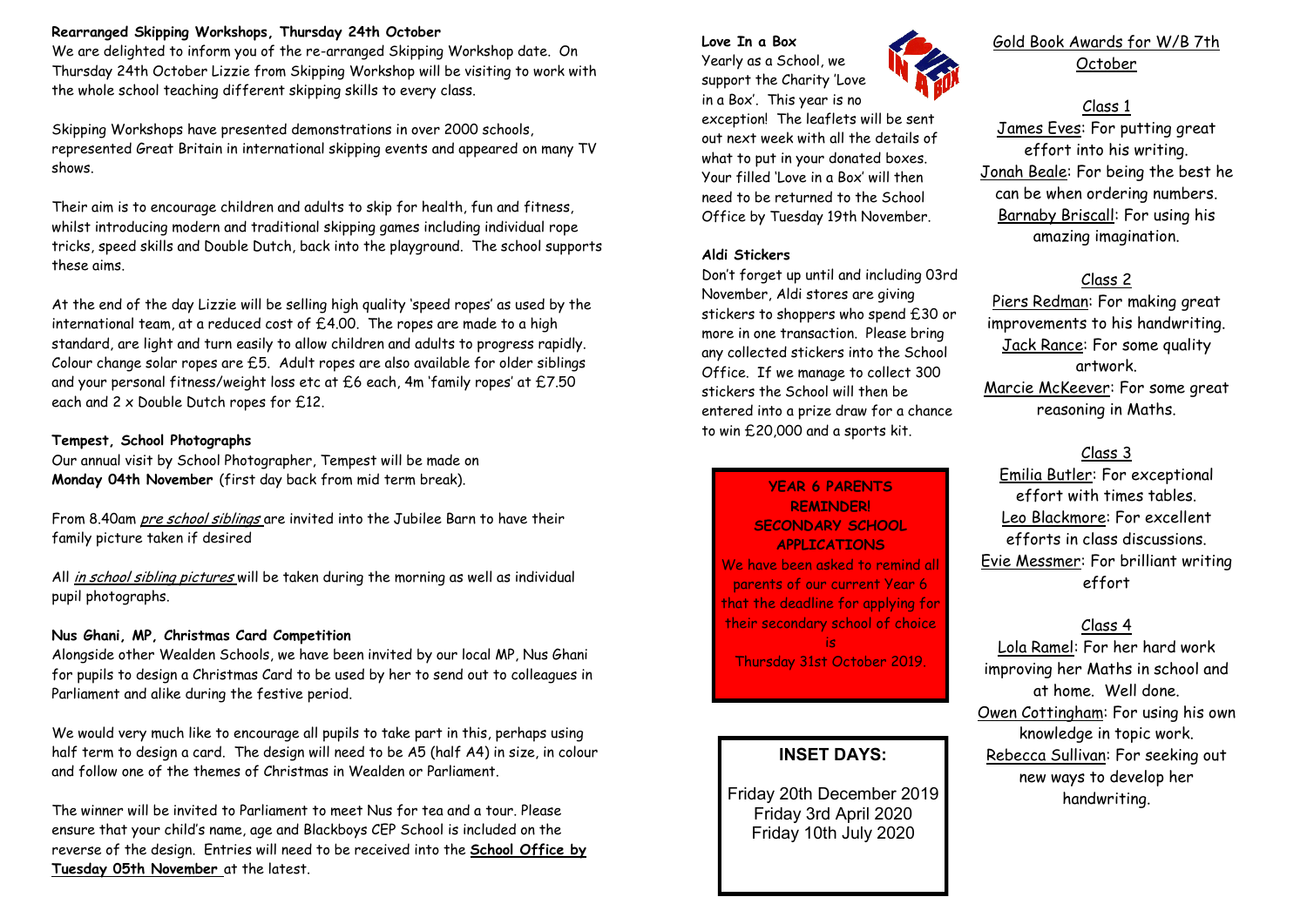**Rearranged Skipping Workshops, Thursday 24th October**

We are delighted to inform you of the re-arranged Skipping Workshop date. On Thursday 24th October Lizzie from Skipping Workshop will be visiting to work with the whole school teaching different skipping skills to every class.

Skipping Workshops have presented demonstrations in over 2000 schools, represented Great Britain in international skipping events and appeared on many TV shows.

Their aim is to encourage children and adults to skip for health, fun and fitness, whilst introducing modern and traditional skipping games including individual rope tricks, speed skills and Double Dutch, back into the playground. The school supports these aims.

At the end of the day Lizzie will be selling high quality 'speed ropes' as used by the international team, at a reduced cost of £4.00. The ropes are made to a high standard, are light and turn easily to allow children and adults to progress rapidly. Colour change solar ropes are £5. Adult ropes are also available for older siblings and your personal fitness/weight loss etc at £6 each, 4m 'family ropes' at £7.50 each and 2 x Double Dutch ropes for £12.

**Tempest, School Photographs**

Our annual visit by School Photographer, Tempest will be made on **Monday 04th November** (first day back from mid term break).

From 8.40am *pre school siblings* are invited into the Jubilee Barn to have their family picture taken if desired

All *in school sibling pictures* will be taken during the morning as well as individual pupil photographs.

**Nus Ghani, MP, Christmas Card Competition**

Alongside other Wealden Schools, we have been invited by our local MP, Nus Ghani for pupils to design a Christmas Card to be used by her to send out to colleagues in Parliament and alike during the festive period.

We would very much like to encourage all pupils to take part in this, perhaps using half term to design a card. The design will need to be A5 (half A4) in size, in colour and follow one of the themes of Christmas in Wealden or Parliament.

The winner will be invited to Parliament to meet Nus for tea and a tour. Please ensure that your child's name, age and Blackboys CEP School is included on the reverse of the design. Entries will need to be received into the **School Office by Tuesday 05th November** at the latest.

**Love In a Box**

Yearly as a School, we support the Charity 'Love in a Box'. This year is no exception! The leaflets will be sent out next week with all the details of what to put in your donated boxes. Your filled 'Love in a Box' will then need to be returned to the School Office by Tuesday 19th November.

**Aldi Stickers**

Don't forget up until and including 03rd November, Aldi stores are giving stickers to shoppers who spend £30 or more in one transaction. Please bring any collected stickers into the School Office. If we manage to collect 300 stickers the School will then be entered into a prize draw for a chance to win £20,000 and a sports kit.

**YEAR 6 PARENTS REMINDER!**
**SECONDARY SCHOOL APPLICATIONS**

We have been asked to remind all parents of our current Year 6 that the deadline for applying for their secondary school of choice is Thursday 31st October 2019.

**INSET DAYS:**

Friday 20th December 2019
Friday 3rd April 2020
Friday 10th July 2020

## Gold Book Awards for W/B 7th October

### Class 1

James Eves: For putting great effort into his writing.
Jonah Beale: For being the best he can be when ordering numbers.
Barnaby Briscall: For using his amazing imagination.

### Class 2

Piers Redman: For making great improvements to his handwriting.
Jack Rance: For some quality artwork.
Marcie McKeever: For some great reasoning in Maths.

### Class 3

Emilia Butler: For exceptional effort with times tables.
Leo Blackmore: For excellent efforts in class discussions.
Evie Messmer: For brilliant writing effort

### Class 4

Lola Ramel: For her hard work improving her Maths in school and at home. Well done.
Owen Cottingham: For using his own knowledge in topic work.
Rebecca Sullivan: For seeking out new ways to develop her handwriting.